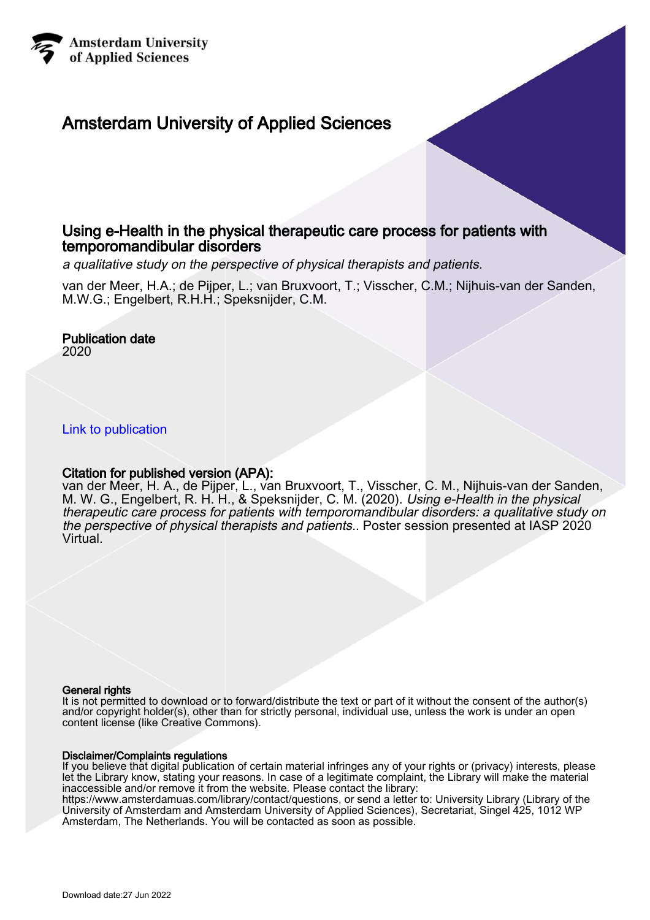Amsterdam University of Applied Sciences

# Amsterdam University of Applied Sciences

## Using e-Health in the physical therapeutic care process for patients with temporomandibular disorders

*a qualitative study on the perspective of physical therapists and patients.*

van der Meer, H.A.; de Pijper, L.; van Bruxvoort, T.; Visscher, C.M.; Nijhuis-van der Sanden, M.W.G.; Engelbert, R.H.H.; Speksnijder, C.M.

### Publication date

2020

Link to publication

### Citation for published version (APA):

van der Meer, H. A., de Pijper, L., van Bruxvoort, T., Visscher, C. M., Nijhuis-van der Sanden, M. W. G., Engelbert, R. H. H., & Speksnijder, C. M. (2020). *Using e-Health in the physical therapeutic care process for patients with temporomandibular disorders: a qualitative study on the perspective of physical therapists and patients.*. Poster session presented at IASP 2020 Virtual.

#### General rights

It is not permitted to download or to forward/distribute the text or part of it without the consent of the author(s) and/or copyright holder(s), other than for strictly personal, individual use, unless the work is under an open content license (like Creative Commons).

#### Disclaimer/Complaints regulations

If you believe that digital publication of certain material infringes any of your rights or (privacy) interests, please let the Library know, stating your reasons. In case of a legitimate complaint, the Library will make the material inaccessible and/or remove it from the website. Please contact the library: https://www.amsterdamuas.com/library/contact/questions, or send a letter to: University Library (Library of the University of Amsterdam and Amsterdam University of Applied Sciences), Secretariat, Singel 425, 1012 WP Amsterdam, The Netherlands. You will be contacted as soon as possible.

Download date:27 Jun 2022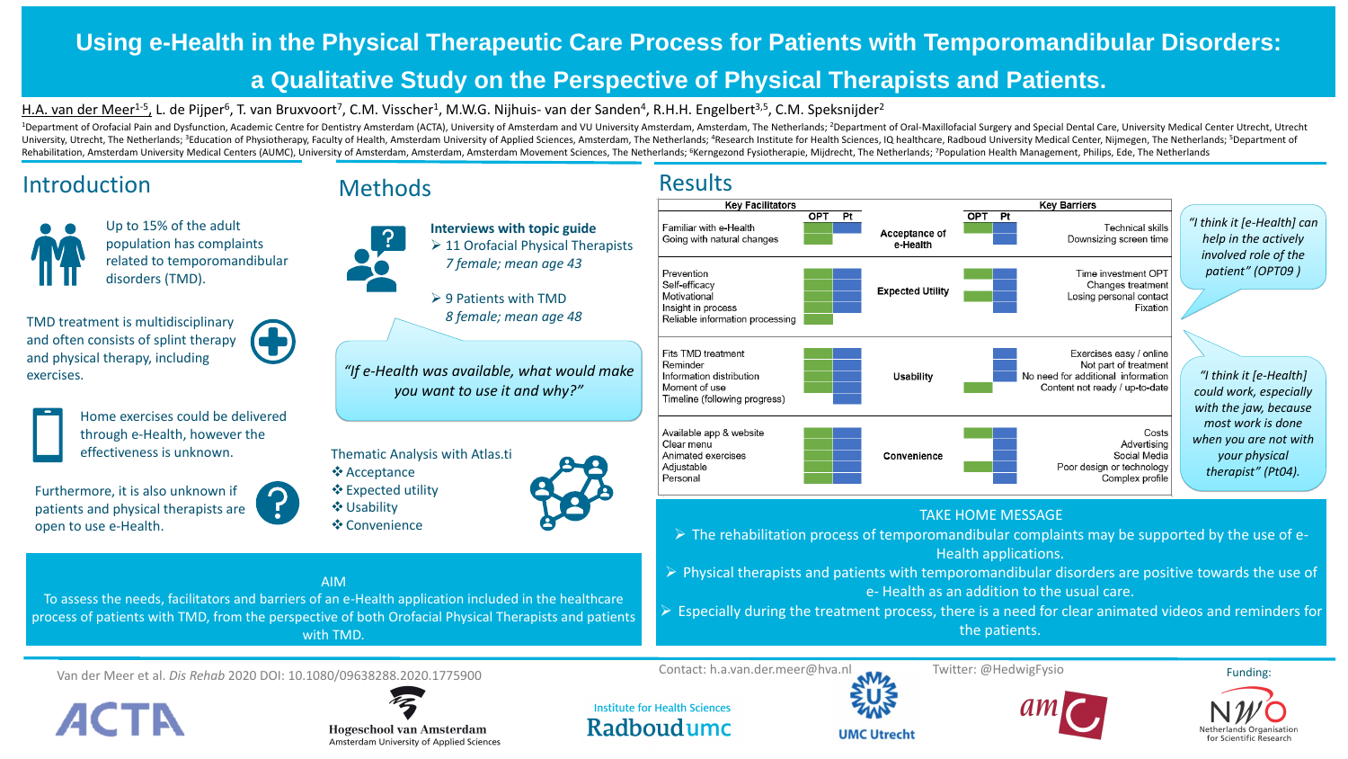# Using e-Health in the Physical Therapeutic Care Process for Patients with Temporomandibular Disorders: a Qualitative Study on the Perspective of Physical Therapists and Patients.

H.A. van der Meer[1-5], L. de Pijper[6], T. van Bruxvoort[7], C.M. Visscher[1], M.W.G. Nijhuis- van der Sanden[4], R.H.H. Engelbert[3,5], C.M. Speksnijder[2]

[1]Department of Orofacial Pain and Dysfunction, Academic Centre for Dentistry Amsterdam (ACTA), University of Amsterdam and VU University Amsterdam, Amsterdam, The Netherlands; [2]Department of Oral-Maxillofacial Surgery and Special Dental Care, University Medical Center Utrecht, Utrecht University, Utrecht, The Netherlands; [3]Education of Physiotherapy, Faculty of Health, Amsterdam University of Applied Sciences, Amsterdam, The Netherlands; [4]Research Institute for Health Sciences, IQ healthcare, Radboud University Medical Center, Nijmegen, The Netherlands; [5]Department of Rehabilitation, Amsterdam University Medical Centers (AUMC), University of Amsterdam, Amsterdam, Amsterdam Movement Sciences, The Netherlands; [6]Kerngezond Fysiotherapie, Mijdrecht, The Netherlands; [7]Population Health Management, Philips, Ede, The Netherlands

## Introduction

Up to 15% of the adult population has complaints related to temporomandibular disorders (TMD).

TMD treatment is multidisciplinary and often consists of splint therapy and physical therapy, including exercises.

Home exercises could be delivered through e-Health, however the effectiveness is unknown.

Furthermore, it is also unknown if patients and physical therapists are open to use e-Health.

## Methods

**Interviews with topic guide**

- 11 Orofacial Physical Therapists
  *7 female; mean age 43*
- 9 Patients with TMD
  *8 female; mean age 48*

*"If e-Health was available, what would make you want to use it and why?"*

Thematic Analysis with Atlas.ti
- Acceptance
- Expected utility
- Usability
- Convenience

AIM
To assess the needs, facilitators and barriers of an e-Health application included in the healthcare process of patients with TMD, from the perspective of both Orofacial Physical Therapists and patients with TMD.

## Results

Key Facilitators (OPT / Pt) — Key Barriers (OPT / Pt)

**Acceptance of e-Health**
- Facilitators: Familiar with e-Health; Going with natural changes
- Barriers: Technical skills; Downsizing screen time

**Expected Utility**
- Facilitators: Prevention; Self-efficacy; Motivational; Insight in process; Reliable information processing
- Barriers: Time investment OPT; Changes treatment; Losing personal contact; Fixation

**Usability**
- Facilitators: Fits TMD treatment; Reminder; Information distribution; Moment of use; Timeline (following progress)
- Barriers: Exercises easy / online; Not part of treatment; No need for additional information; Content not ready / up-to-date

**Convenience**
- Facilitators: Available app & website; Clear menu; Animated exercises; Adjustable; Personal
- Barriers: Costs; Advertising; Social Media; Poor design or technology; Complex profile

*"I think it [e-Health] can help in the actively involved role of the patient" (OPT09 )*

*"I think it [e-Health] could work, especially with the jaw, because most work is done when you are not with your physical therapist" (Pt04).*

TAKE HOME MESSAGE
- The rehabilitation process of temporomandibular complaints may be supported by the use of e-Health applications.
- Physical therapists and patients with temporomandibular disorders are positive towards the use of e- Health as an addition to the usual care.
- Especially during the treatment process, there is a need for clear animated videos and reminders for the patients.

Van der Meer et al. *Dis Rehab* 2020 DOI: 10.1080/09638288.2020.1775900

Contact: h.a.van.der.meer@hva.nl

Twitter: @HedwigFysio

Funding:

ACTA — Hogeschool van Amsterdam, Amsterdam University of Applied Sciences — Institute for Health Sciences Radboudumc — UMC Utrecht — amc — NWO Netherlands Organisation for Scientific Research